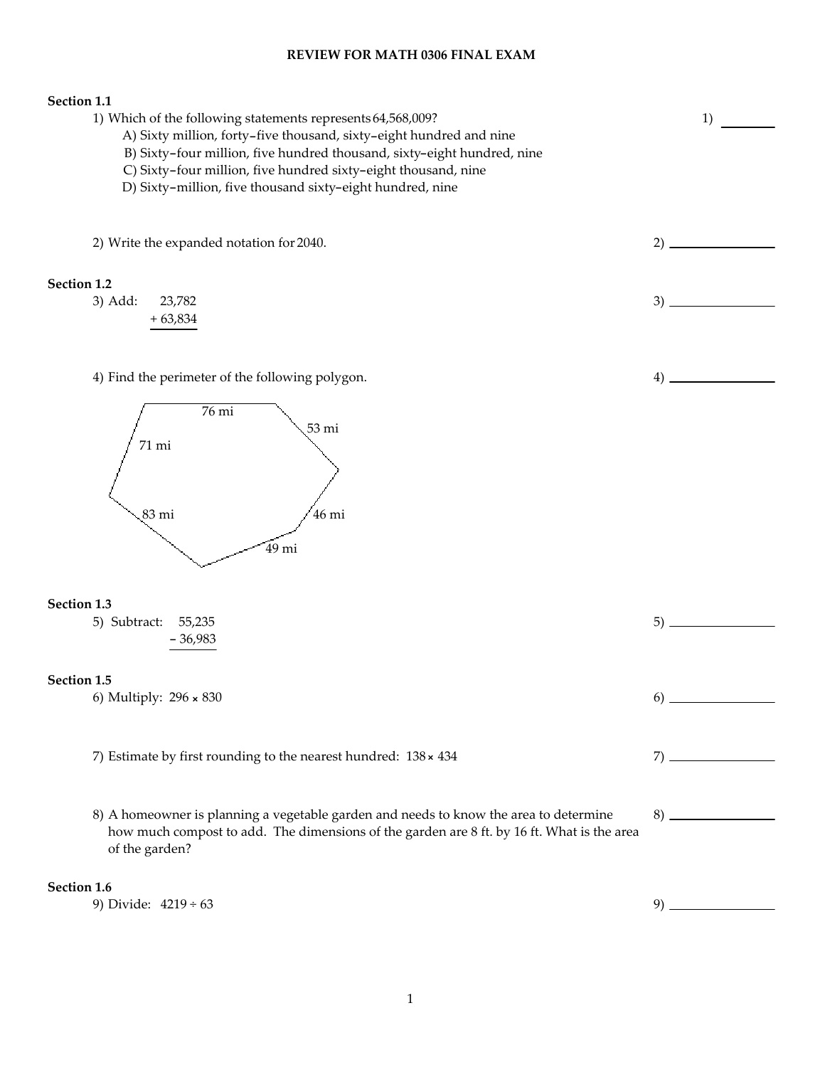# REVIEW FOR MATH 0306 FINAL EXAM

**Section 1.1**

1) Which of the following statements represents 64,568,009? 1) ________

A) Sixty million, forty–five thousand, sixty–eight hundred and nine
B) Sixty–four million, five hundred thousand, sixty–eight hundred, nine
C) Sixty–four million, five hundred sixty–eight thousand, nine
D) Sixty–million, five thousand sixty–eight hundred, nine

2) Write the expanded notation for 2040. 2) ________

**Section 1.2**

3) Add:

$$\begin{array}{r} 23{,}782 \\ +\ 63{,}834 \\ \hline \end{array}$$

3) ________

4) Find the perimeter of the following polygon. 4) ________

(Polygon with sides labeled: 76 mi, 53 mi, 46 mi, 49 mi, 83 mi, 71 mi)

**Section 1.3**

5) Subtract:

$$\begin{array}{r} 55{,}235 \\ -\ 36{,}983 \\ \hline \end{array}$$

5) ________

**Section 1.5**

6) Multiply: $296 \times 830$ 6) ________

7) Estimate by first rounding to the nearest hundred: $138 \times 434$ 7) ________

8) A homeowner is planning a vegetable garden and needs to know the area to determine how much compost to add. The dimensions of the garden are 8 ft. by 16 ft. What is the area of the garden? 8) ________

**Section 1.6**

9) Divide: $4219 \div 63$ 9) ________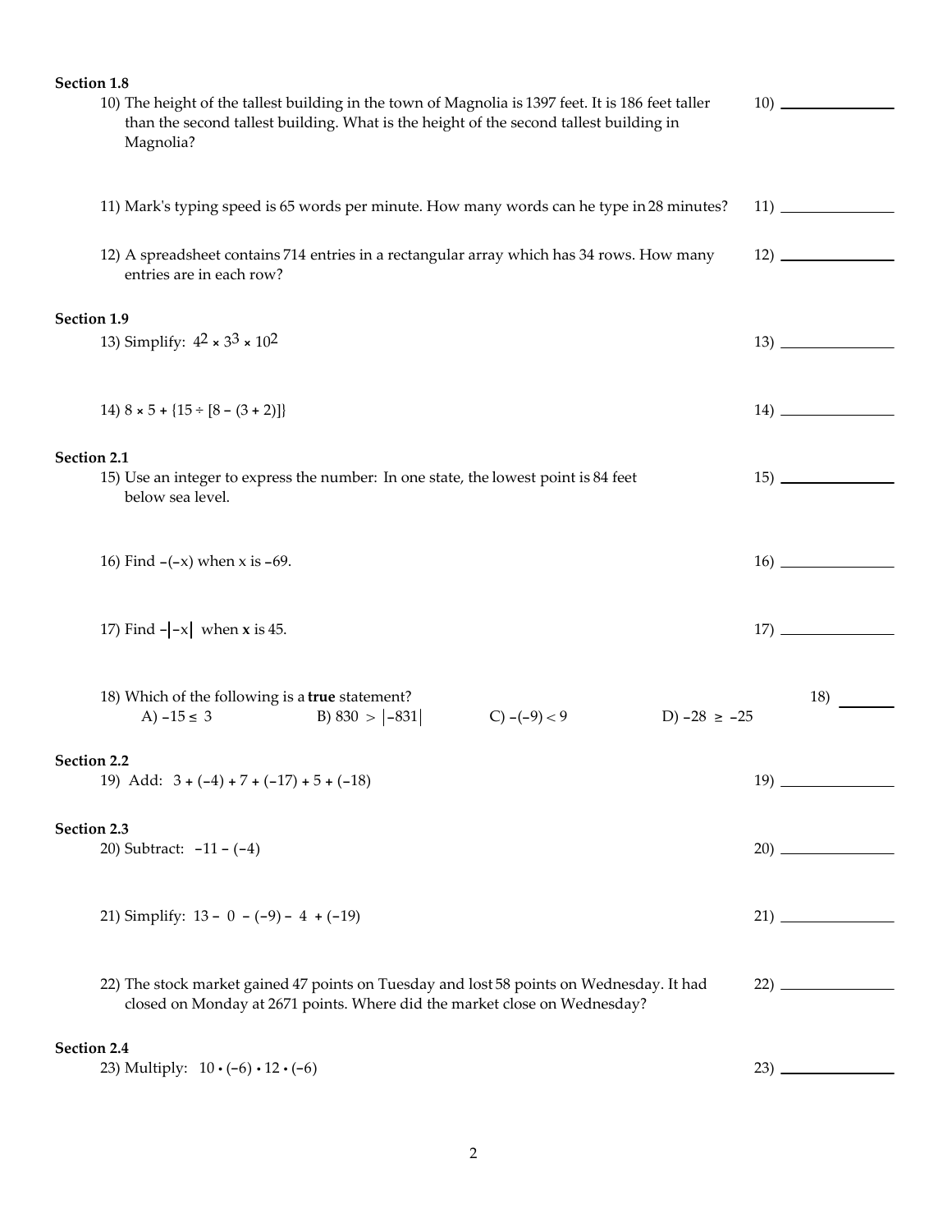**Section 1.8**

10) The height of the tallest building in the town of Magnolia is 1397 feet. It is 186 feet taller than the second tallest building. What is the height of the second tallest building in Magnolia?

10) ______________

11) Mark's typing speed is 65 words per minute. How many words can he type in 28 minutes?

11) ______________

12) A spreadsheet contains 714 entries in a rectangular array which has 34 rows. How many entries are in each row?

12) ______________

**Section 1.9**

13) Simplify: $4^2 \times 3^3 \times 10^2$

13) ______________

14) $8 \times 5 + \{15 \div [8 - (3 + 2)]\}$

14) ______________

**Section 2.1**

15) Use an integer to express the number: In one state, the lowest point is 84 feet below sea level.

15) ______________

16) Find $-(-x)$ when x is $-69$.

16) ______________

17) Find $-|-x|$ when **x** is 45.

17) ______________

18) Which of the following is a **true** statement?

A) $-15 \leq 3$ B) $830 > |-831|$ C) $-(-9) < 9$ D) $-28 \geq -25$

18) ________

**Section 2.2**

19) Add: $3 + (-4) + 7 + (-17) + 5 + (-18)$

19) ______________

**Section 2.3**

20) Subtract: $-11 - (-4)$

20) ______________

21) Simplify: $13 - 0 - (-9) - 4 + (-19)$

21) ______________

22) The stock market gained 47 points on Tuesday and lost 58 points on Wednesday. It had closed on Monday at 2671 points. Where did the market close on Wednesday?

22) ______________

**Section 2.4**

23) Multiply: $10 \cdot (-6) \cdot 12 \cdot (-6)$

23) ______________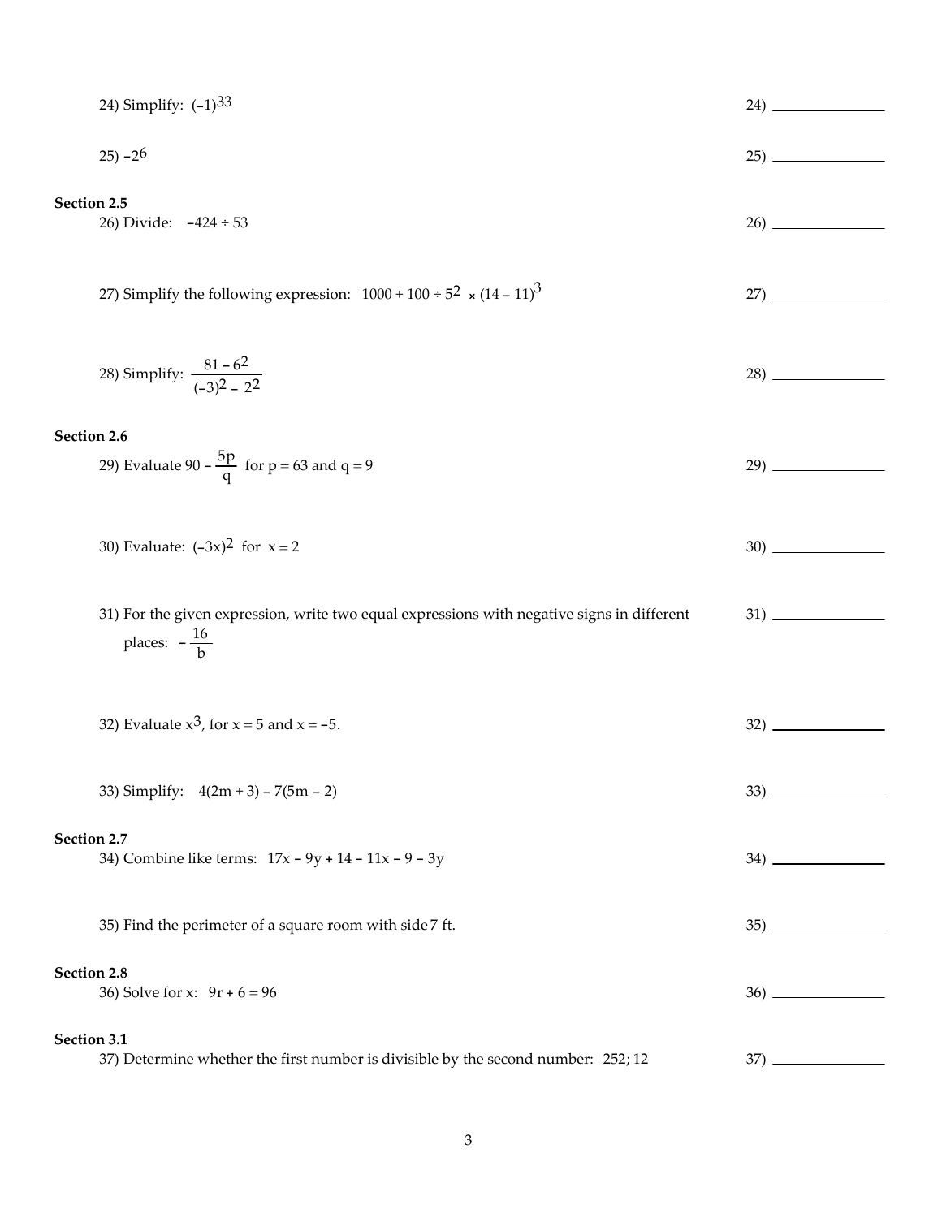24) Simplify: $(-1)^{33}$ &emsp; 24) ______________

25) $-2^6$ &emsp; 25) ______________

**Section 2.5**

26) Divide: $-424 \div 53$ &emsp; 26) ______________

27) Simplify the following expression: $1000 + 100 \div 5^2 \times (14 - 11)^3$ &emsp; 27) ______________

28) Simplify: $\dfrac{81 - 6^2}{(-3)^2 - 2^2}$ &emsp; 28) ______________

**Section 2.6**

29) Evaluate $90 - \dfrac{5p}{q}$ for $p = 63$ and $q = 9$ &emsp; 29) ______________

30) Evaluate: $(-3x)^2$ for $x = 2$ &emsp; 30) ______________

31) For the given expression, write two equal expressions with negative signs in different places: $-\dfrac{16}{b}$ &emsp; 31) ______________

32) Evaluate $x^3$, for $x = 5$ and $x = -5$. &emsp; 32) ______________

33) Simplify: $4(2m + 3) - 7(5m - 2)$ &emsp; 33) ______________

**Section 2.7**

34) Combine like terms: $17x - 9y + 14 - 11x - 9 - 3y$ &emsp; 34) ______________

35) Find the perimeter of a square room with side 7 ft. &emsp; 35) ______________

**Section 2.8**

36) Solve for x: $9r + 6 = 96$ &emsp; 36) ______________

**Section 3.1**

37) Determine whether the first number is divisible by the second number: 252; 12 &emsp; 37) ______________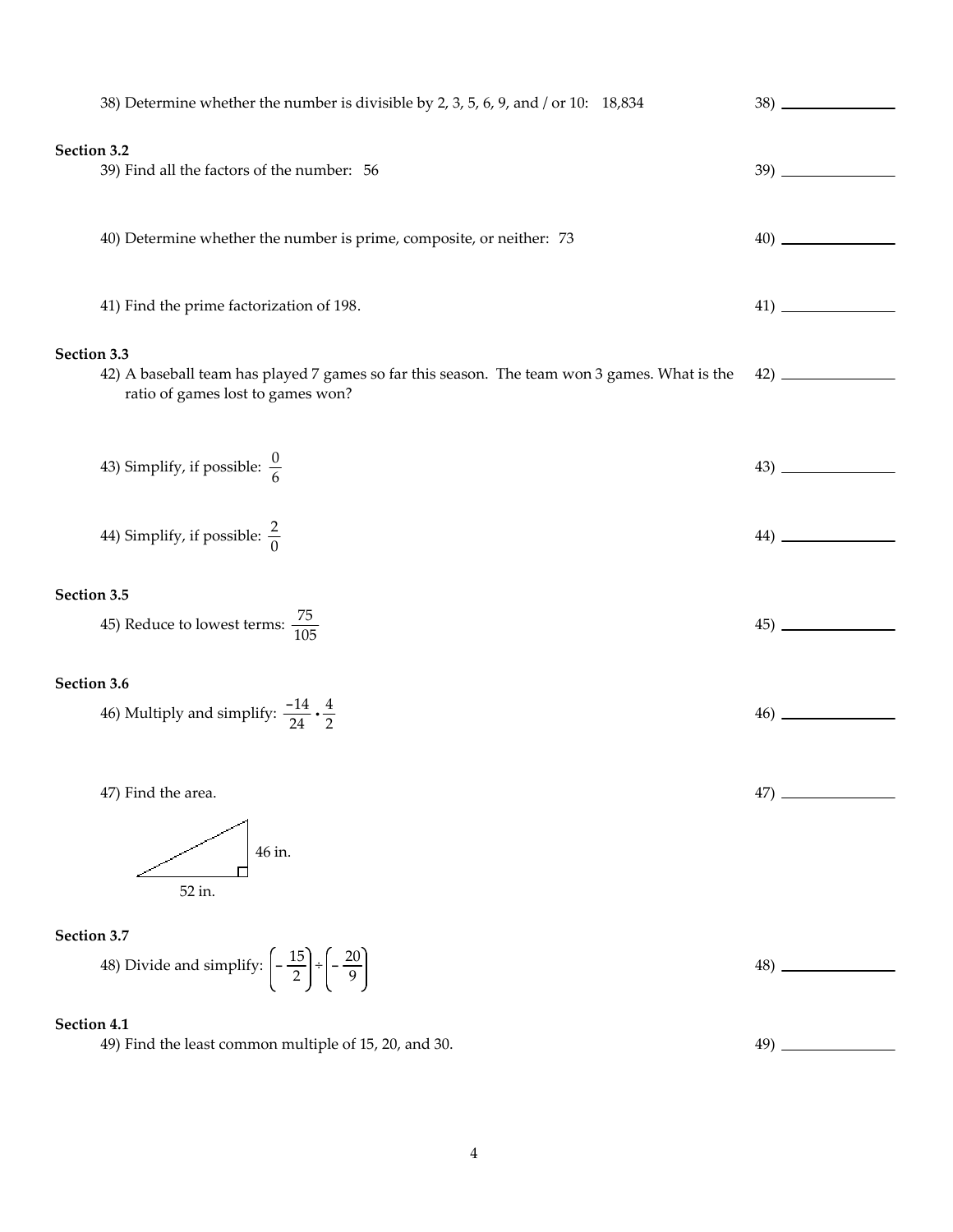38) Determine whether the number is divisible by 2, 3, 5, 6, 9, and / or 10: 18,834 &nbsp;&nbsp;&nbsp; 38) ______________

**Section 3.2**

39) Find all the factors of the number: 56 &nbsp;&nbsp;&nbsp; 39) ______________

40) Determine whether the number is prime, composite, or neither: 73 &nbsp;&nbsp;&nbsp; 40) ______________

41) Find the prime factorization of 198. &nbsp;&nbsp;&nbsp; 41) ______________

**Section 3.3**

42) A baseball team has played 7 games so far this season. The team won 3 games. What is the ratio of games lost to games won? &nbsp;&nbsp;&nbsp; 42) ______________

43) Simplify, if possible: $\frac{0}{6}$ &nbsp;&nbsp;&nbsp; 43) ______________

44) Simplify, if possible: $\frac{2}{0}$ &nbsp;&nbsp;&nbsp; 44) ______________

**Section 3.5**

45) Reduce to lowest terms: $\frac{75}{105}$ &nbsp;&nbsp;&nbsp; 45) ______________

**Section 3.6**

46) Multiply and simplify: $\frac{-14}{24} \cdot \frac{4}{2}$ &nbsp;&nbsp;&nbsp; 46) ______________

47) Find the area. &nbsp;&nbsp;&nbsp; 47) ______________

46 in.

52 in.

**Section 3.7**

48) Divide and simplify: $\left(-\frac{15}{2}\right) \div \left(-\frac{20}{9}\right)$ &nbsp;&nbsp;&nbsp; 48) ______________

**Section 4.1**

49) Find the least common multiple of 15, 20, and 30. &nbsp;&nbsp;&nbsp; 49) ______________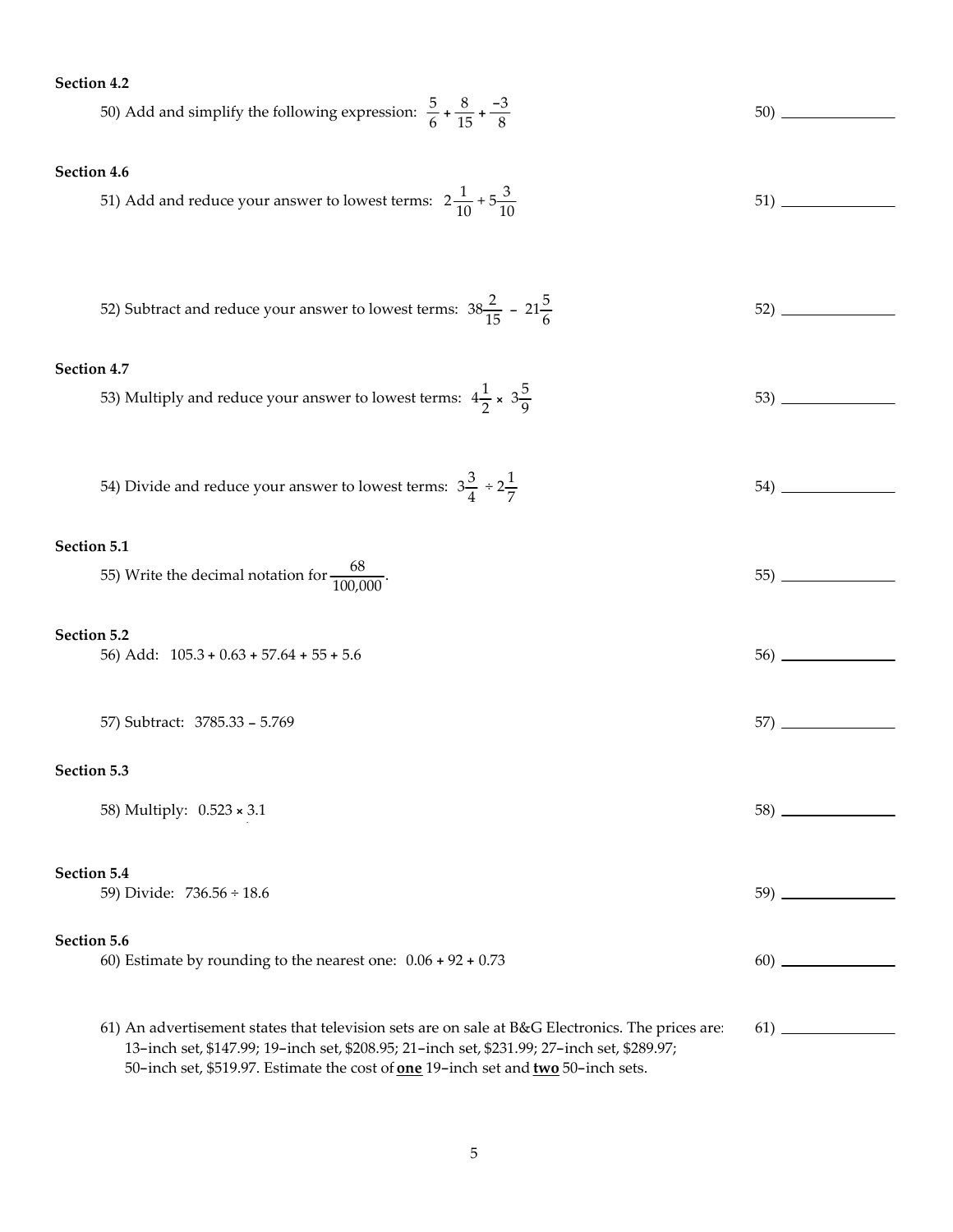**Section 4.2**

50) Add and simplify the following expression: $\frac{5}{6} + \frac{8}{15} + \frac{-3}{8}$ 50) ______________

**Section 4.6**

51) Add and reduce your answer to lowest terms: $2\frac{1}{10} + 5\frac{3}{10}$ 51) ______________

52) Subtract and reduce your answer to lowest terms: $38\frac{2}{15} - 21\frac{5}{6}$ 52) ______________

**Section 4.7**

53) Multiply and reduce your answer to lowest terms: $4\frac{1}{2} \times 3\frac{5}{9}$ 53) ______________

54) Divide and reduce your answer to lowest terms: $3\frac{3}{4} \div 2\frac{1}{7}$ 54) ______________

**Section 5.1**

55) Write the decimal notation for $\frac{68}{100{,}000}$. 55) ______________

**Section 5.2**

56) Add: $105.3 + 0.63 + 57.64 + 55 + 5.6$ 56) ______________

57) Subtract: $3785.33 - 5.769$ 57) ______________

**Section 5.3**

58) Multiply: $0.523 \times 3.1$ 58) ______________

**Section 5.4**

59) Divide: $736.56 \div 18.6$ 59) ______________

**Section 5.6**

60) Estimate by rounding to the nearest one: $0.06 + 92 + 0.73$ 60) ______________

61) An advertisement states that television sets are on sale at B&G Electronics. The prices are: 13-inch set, \$147.99; 19-inch set, \$208.95; 21-inch set, \$231.99; 27-inch set, \$289.97; 50-inch set, \$519.97. Estimate the cost of **one** 19-inch set and **two** 50-inch sets. 61) ______________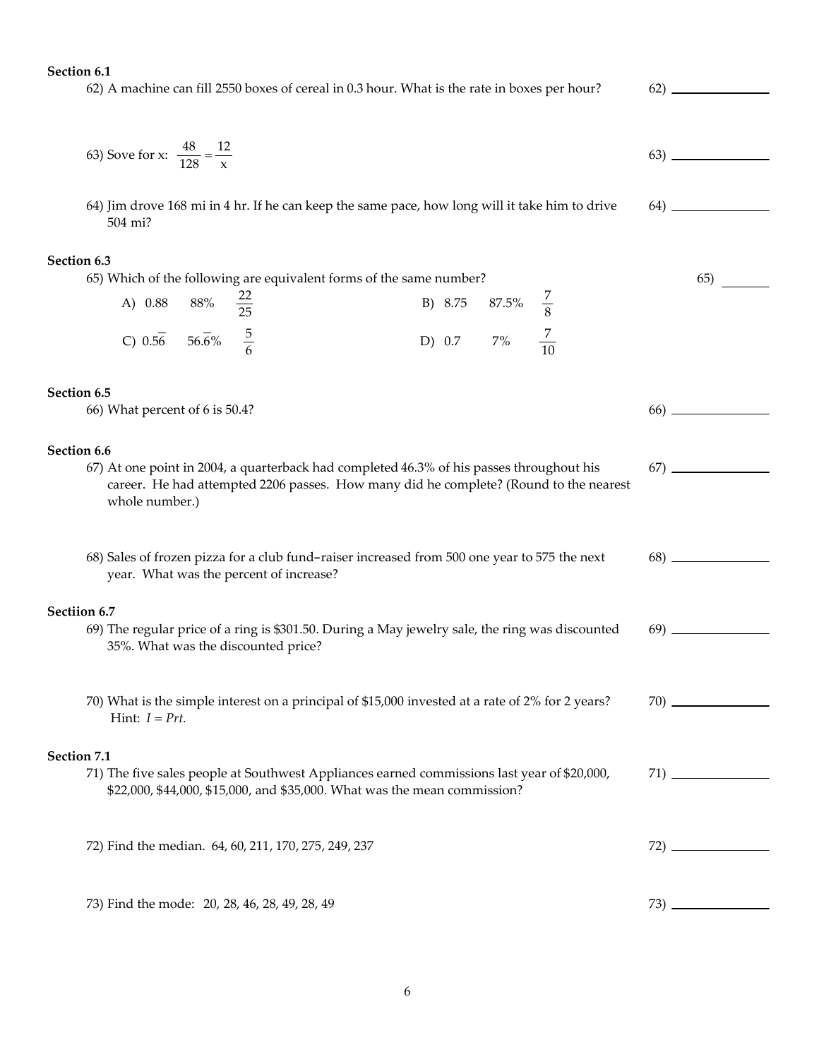**Section 6.1**

62) A machine can fill 2550 boxes of cereal in 0.3 hour. What is the rate in boxes per hour? 62) ____________

63) Sove for x: $\frac{48}{128} = \frac{12}{x}$ 63) ____________

64) Jim drove 168 mi in 4 hr. If he can keep the same pace, how long will it take him to drive 504 mi? 64) ____________

**Section 6.3**

65) Which of the following are equivalent forms of the same number? 65) ________

A) 0.88 88% $\frac{22}{25}$

B) 8.75 87.5% $\frac{7}{8}$

C) $0.5\overline{6}$ $56.\overline{6}\%$ $\frac{5}{6}$

D) 0.7 7% $\frac{7}{10}$

**Section 6.5**

66) What percent of 6 is 50.4? 66) ____________

**Section 6.6**

67) At one point in 2004, a quarterback had completed 46.3% of his passes throughout his career. He had attempted 2206 passes. How many did he complete? (Round to the nearest whole number.) 67) ____________

68) Sales of frozen pizza for a club fund–raiser increased from 500 one year to 575 the next year. What was the percent of increase? 68) ____________

**Sectiion 6.7**

69) The regular price of a ring is \$301.50. During a May jewelry sale, the ring was discounted 35%. What was the discounted price? 69) ____________

70) What is the simple interest on a principal of \$15,000 invested at a rate of 2% for 2 years? Hint: $I = Prt.$ 70) ____________

**Section 7.1**

71) The five sales people at Southwest Appliances earned commissions last year of \$20,000, \$22,000, \$44,000, \$15,000, and \$35,000. What was the mean commission? 71) ____________

72) Find the median. 64, 60, 211, 170, 275, 249, 237 72) ____________

73) Find the mode: 20, 28, 46, 28, 49, 28, 49 73) ____________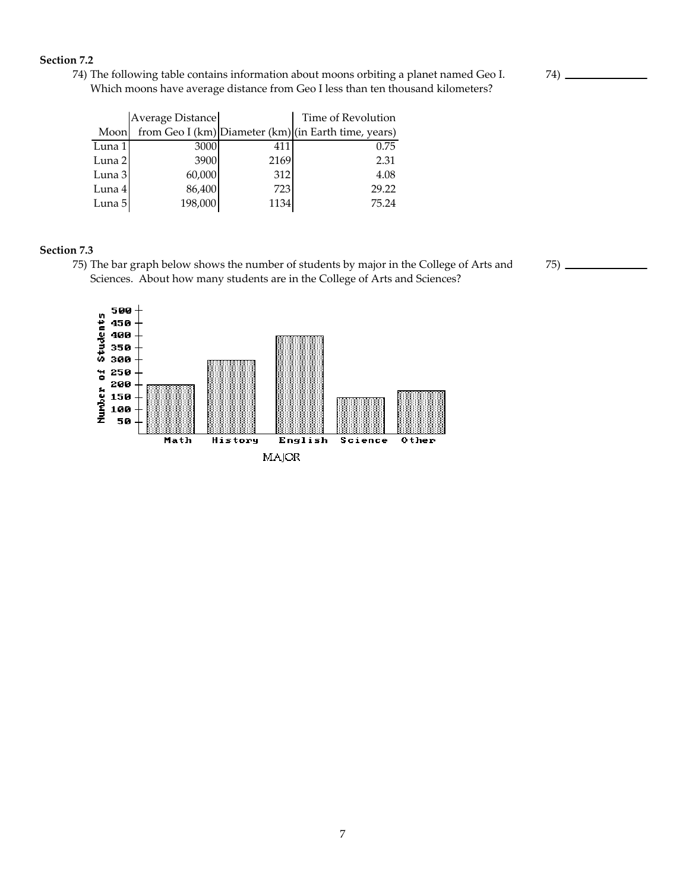**Section 7.2**

74) The following table contains information about moons orbiting a planet named Geo I. Which moons have average distance from Geo I less than ten thousand kilometers?

74) ______________

| Moon | Average Distance from Geo I (km) | Diameter (km) | Time of Revolution (in Earth time, years) |
|---|---|---|---|
| Luna 1 | 3000 | 411 | 0.75 |
| Luna 2 | 3900 | 2169 | 2.31 |
| Luna 3 | 60,000 | 312 | 4.08 |
| Luna 4 | 86,400 | 723 | 29.22 |
| Luna 5 | 198,000 | 1134 | 75.24 |

**Section 7.3**

75) The bar graph below shows the number of students by major in the College of Arts and Sciences. About how many students are in the College of Arts and Sciences?

75) ______________

Number of Students: 500, 450, 400, 350, 300, 250, 200, 150, 100, 50

Math History English Science Other

MAJOR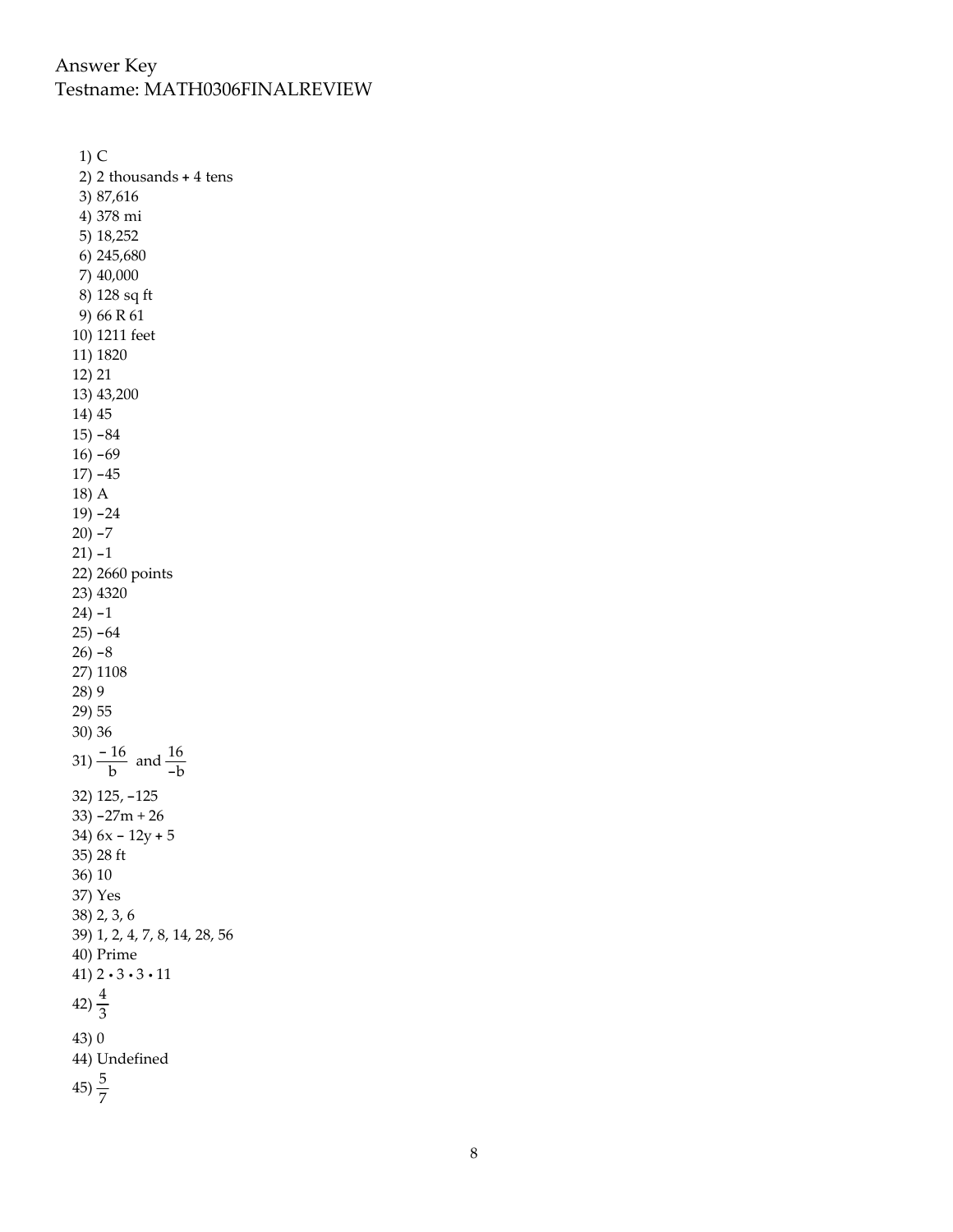Answer Key
Testname: MATH0306FINALREVIEW

1) C
2) 2 thousands + 4 tens
3) 87,616
4) 378 mi
5) 18,252
6) 245,680
7) 40,000
8) 128 sq ft
9) 66 R 61
10) 1211 feet
11) 1820
12) 21
13) 43,200
14) 45
15) −84
16) −69
17) −45
18) A
19) −24
20) −7
21) −1
22) 2660 points
23) 4320
24) −1
25) −64
26) −8
27) 1108
28) 9
29) 55
30) 36
31) $\frac{-16}{b}$ and $\frac{16}{-b}$
32) 125, −125
33) $-27m + 26$
34) $6x - 12y + 5$
35) 28 ft
36) 10
37) Yes
38) 2, 3, 6
39) 1, 2, 4, 7, 8, 14, 28, 56
40) Prime
41) $2 \cdot 3 \cdot 3 \cdot 11$
42) $\frac{4}{3}$
43) 0
44) Undefined
45) $\frac{5}{7}$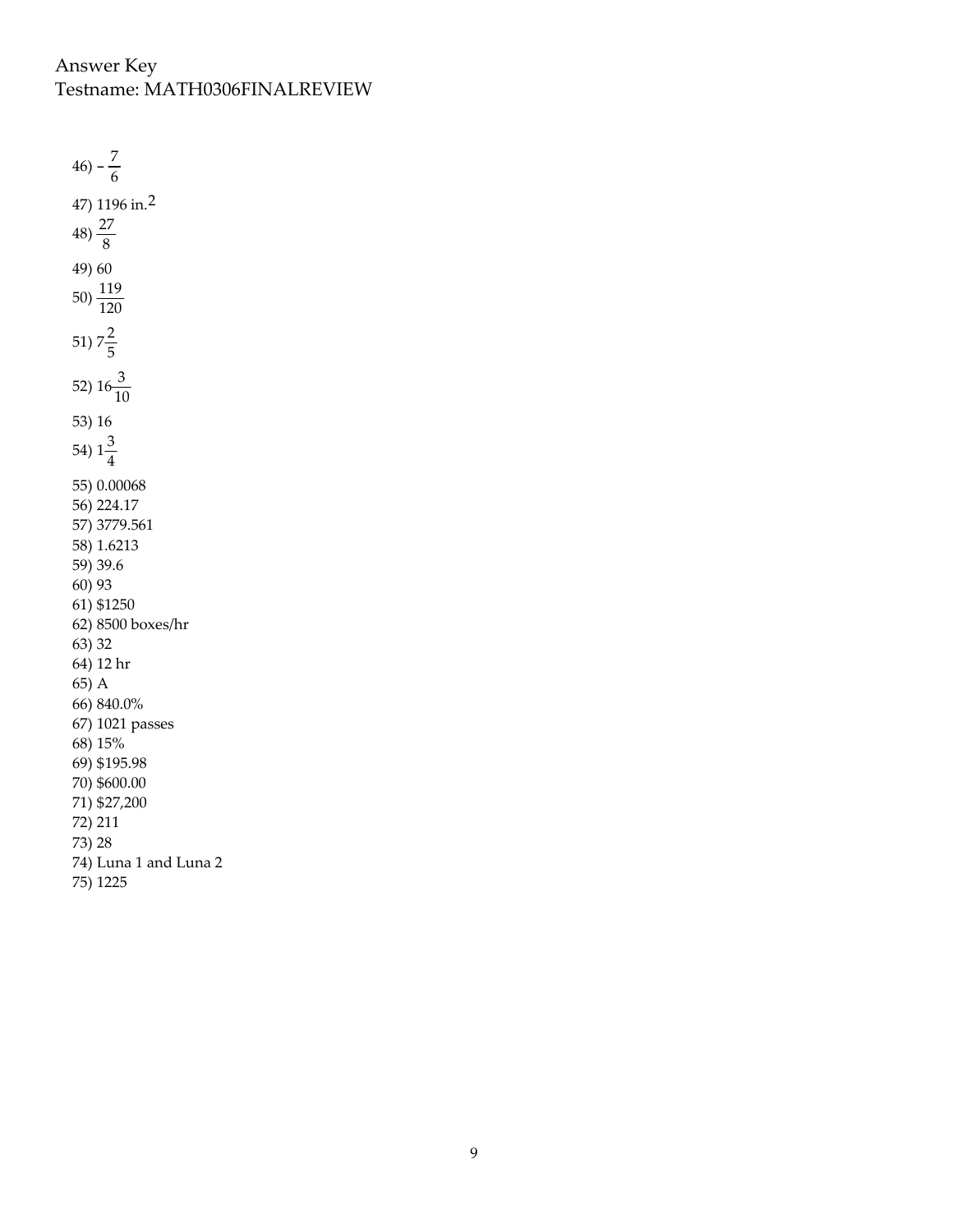Answer Key
Testname: MATH0306FINALREVIEW

46) $-\frac{7}{6}$

47) 1196 in.$^2$

48) $\frac{27}{8}$

49) 60

50) $\frac{119}{120}$

51) $7\frac{2}{5}$

52) $16\frac{3}{10}$

53) 16

54) $1\frac{3}{4}$

55) 0.00068

56) 224.17

57) 3779.561

58) 1.6213

59) 39.6

60) 93

61) $1250

62) 8500 boxes/hr

63) 32

64) 12 hr

65) A

66) 840.0%

67) 1021 passes

68) 15%

69) $195.98

70) $600.00

71) $27,200

72) 211

73) 28

74) Luna 1 and Luna 2

75) 1225